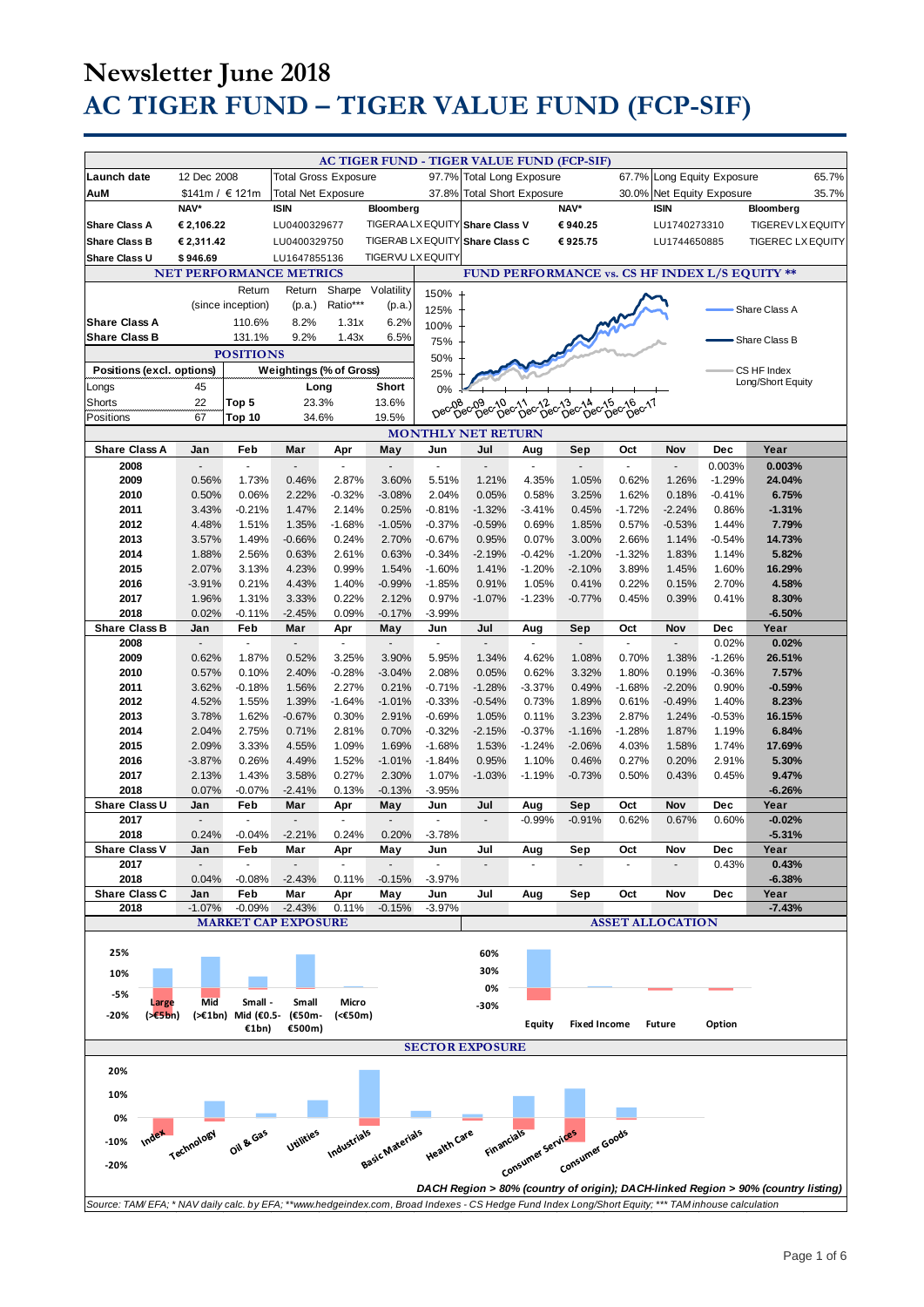# Newsletter June 2018

# AC TIGER FUND – TIGER VALUE FUND (FCP-SIF)

## AC TIGER FUND - TIGER VALUE FUND (FCP-SIF)

| | | | | | | |
|---|---|---|---|---|---|---|
| Launch date | 12 Dec 2008 | Total Gross Exposure | 97.7% | Total Long Exposure | 67.7% | Long Equity Exposure | 65.7% |
| AuM | $141m / € 121m | Total Net Exposure | 37.8% | Total Short Exposure | 30.0% | Net Equity Exposure | 35.7% |

| | NAV* | ISIN | Bloomberg | | NAV* | ISIN | Bloomberg |
|---|---|---|---|---|---|---|---|
| Share Class A | € 2,106.22 | LU0400329677 | TIGERAA LX EQUITY | Share Class V | € 940.25 | LU1740273310 | TIGEREV LX EQUITY |
| Share Class B | € 2,311.42 | LU0400329750 | TIGERAB LX EQUITY | Share Class C | € 925.75 | LU1744650885 | TIGEREC LX EQUITY |
| Share Class U | $ 946.69 | LU1647855136 | TIGERVU LX EQUITY | | | | |

### NET PERFORMANCE METRICS

| | Return (since inception) | Return (p.a.) | Sharpe Ratio*** | Volatility (p.a.) |
|---|---|---|---|---|
| Share Class A | 110.6% | 8.2% | 1.31x | 6.2% |
| Share Class B | 131.1% | 9.2% | 1.43x | 6.5% |

### POSITIONS

| Positions (excl. options) | | Weightings (% of Gross) | Long | Short |
|---|---|---|---|---|
| Longs | 45 | | | |
| Shorts | 22 | Top 5 | 23.3% | 13.6% |
| Positions | 67 | Top 10 | 34.6% | 19.5% |

### FUND PERFORMANCE vs. CS HF INDEX L/S EQUITY **

Legend: Share Class A; Share Class B; CS HF Index Long/Short Equity

### MONTHLY NET RETURN

| Share Class A | Jan | Feb | Mar | Apr | May | Jun | Jul | Aug | Sep | Oct | Nov | Dec | Year |
|---|---|---|---|---|---|---|---|---|---|---|---|---|---|
| 2008 | - | - | - | - | - | - | - | - | - | - | - | 0.003% | **0.003%** |
| 2009 | 0.56% | 1.73% | 0.46% | 2.87% | 3.60% | 5.51% | 1.21% | 4.35% | 1.05% | 0.62% | 1.26% | -1.29% | **24.04%** |
| 2010 | 0.50% | 0.06% | 2.22% | -0.32% | -3.08% | 2.04% | 0.05% | 0.58% | 3.25% | 1.62% | 0.18% | -0.41% | **6.75%** |
| 2011 | 3.43% | -0.21% | 1.47% | 2.14% | 0.25% | -0.81% | -1.32% | -3.41% | 0.45% | -1.72% | -2.24% | 0.86% | **-1.31%** |
| 2012 | 4.48% | 1.51% | 1.35% | -1.68% | -1.05% | -0.37% | -0.59% | 0.69% | 1.85% | 0.57% | -0.53% | 1.44% | **7.79%** |
| 2013 | 3.57% | 1.49% | -0.66% | 0.24% | 2.70% | -0.67% | 0.95% | 0.07% | 3.00% | 2.66% | 1.14% | -0.54% | **14.73%** |
| 2014 | 1.88% | 2.56% | 0.63% | 2.61% | 0.63% | -0.34% | -2.19% | -0.42% | -1.20% | -1.32% | 1.83% | 1.14% | **5.82%** |
| 2015 | 2.07% | 3.13% | 4.23% | 0.99% | 1.54% | -1.60% | 1.41% | -1.20% | -2.10% | 3.89% | 1.45% | 1.60% | **16.29%** |
| 2016 | -3.91% | 0.21% | 4.43% | 1.40% | -0.99% | -1.85% | 0.91% | 1.05% | 0.41% | 0.22% | 0.15% | 2.70% | **4.58%** |
| 2017 | 1.96% | 1.31% | 3.33% | 0.22% | 2.12% | 0.97% | -1.07% | -1.23% | -0.77% | 0.45% | 0.39% | 0.41% | **8.30%** |
| 2018 | 0.02% | -0.11% | -2.45% | 0.09% | -0.17% | -3.99% | | | | | | | **-6.50%** |
| **Share Class B** | **Jan** | **Feb** | **Mar** | **Apr** | **May** | **Jun** | **Jul** | **Aug** | **Sep** | **Oct** | **Nov** | **Dec** | **Year** |
| 2008 | - | - | - | - | - | - | - | - | - | - | - | 0.02% | **0.02%** |
| 2009 | 0.62% | 1.87% | 0.52% | 3.25% | 3.90% | 5.95% | 1.34% | 4.62% | 1.08% | 0.70% | 1.38% | -1.26% | **26.51%** |
| 2010 | 0.57% | 0.10% | 2.40% | -0.28% | -3.04% | 2.08% | 0.05% | 0.62% | 3.32% | 1.80% | 0.19% | -0.36% | **7.57%** |
| 2011 | 3.62% | -0.18% | 1.56% | 2.27% | 0.21% | -0.71% | -1.28% | -3.37% | 0.49% | -1.68% | -2.20% | 0.90% | **-0.59%** |
| 2012 | 4.52% | 1.55% | 1.39% | -1.64% | -1.01% | -0.33% | -0.54% | 0.73% | 1.89% | 0.61% | -0.49% | 1.40% | **8.23%** |
| 2013 | 3.78% | 1.62% | -0.67% | 0.30% | 2.91% | -0.69% | 1.05% | 0.11% | 3.23% | 2.87% | 1.24% | -0.53% | **16.15%** |
| 2014 | 2.04% | 2.75% | 0.71% | 2.81% | 0.70% | -0.32% | -2.15% | -0.37% | -1.16% | -1.28% | 1.87% | 1.19% | **6.84%** |
| 2015 | 2.09% | 3.33% | 4.55% | 1.09% | 1.69% | -1.68% | 1.53% | -1.24% | -2.06% | 4.03% | 1.58% | 1.74% | **17.69%** |
| 2016 | -3.87% | 0.26% | 4.49% | 1.52% | -1.01% | -1.84% | 0.95% | 1.10% | 0.46% | 0.27% | 0.20% | 2.91% | **5.30%** |
| 2017 | 2.13% | 1.43% | 3.58% | 0.27% | 2.30% | 1.07% | -1.03% | -1.19% | -0.73% | 0.50% | 0.43% | 0.45% | **9.47%** |
| 2018 | 0.07% | -0.07% | -2.41% | 0.13% | -0.13% | -3.95% | | | | | | | **-6.26%** |
| **Share Class U** | **Jan** | **Feb** | **Mar** | **Apr** | **May** | **Jun** | **Jul** | **Aug** | **Sep** | **Oct** | **Nov** | **Dec** | **Year** |
| 2017 | - | - | - | - | - | - | - | -0.99% | -0.91% | 0.62% | 0.67% | 0.60% | **-0.02%** |
| 2018 | 0.24% | -0.04% | -2.21% | 0.24% | 0.20% | -3.78% | | | | | | | **-5.31%** |
| **Share Class V** | **Jan** | **Feb** | **Mar** | **Apr** | **May** | **Jun** | **Jul** | **Aug** | **Sep** | **Oct** | **Nov** | **Dec** | **Year** |
| 2017 | - | - | - | - | - | - | - | - | - | - | - | 0.43% | **0.43%** |
| 2018 | 0.04% | -0.08% | -2.43% | 0.11% | -0.15% | -3.97% | | | | | | | **-6.38%** |
| **Share Class C** | **Jan** | **Feb** | **Mar** | **Apr** | **May** | **Jun** | **Jul** | **Aug** | **Sep** | **Oct** | **Nov** | **Dec** | **Year** |
| 2018 | -1.07% | -0.09% | -2.43% | 0.11% | -0.15% | -3.97% | | | | | | | **-7.43%** |

### MARKET CAP EXPOSURE

Categories: Large (>€5bn); Mid (>€1bn); Small - Mid (€0.5-€1bn); Small (€50m-€500m); Micro (<€50m)

### ASSET ALLOCATION

Categories: Equity; Fixed Income; Future; Option

### SECTOR EXPOSURE

Categories: Index; Technology; Oil & Gas; Utilities; Industrials; Basic Materials; Health Care; Financials; Consumer Services; Consumer Goods

*DACH Region > 80% (country of origin); DACH-linked Region > 90% (country listing)*

*Source: TAM/ EFA; * NAV daily calc. by EFA; **www.hedgeindex.com, Broad Indexes - CS Hedge Fund Index Long/Short Equity; *** TAM inhouse calculation*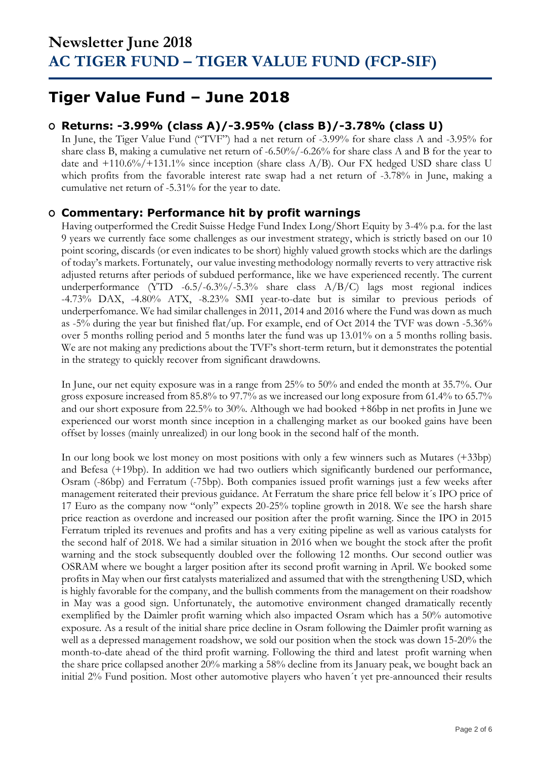# Newsletter June 2018
# AC TIGER FUND – TIGER VALUE FUND (FCP-SIF)

## Tiger Value Fund – June 2018

### o Returns: -3.99% (class A)/-3.95% (class B)/-3.78% (class U)

In June, the Tiger Value Fund ("TVF") had a net return of -3.99% for share class A and -3.95% for share class B, making a cumulative net return of -6.50%/-6.26% for share class A and B for the year to date and +110.6%/+131.1% since inception (share class A/B). Our FX hedged USD share class U which profits from the favorable interest rate swap had a net return of -3.78% in June, making a cumulative net return of -5.31% for the year to date.

### o Commentary: Performance hit by profit warnings

Having outperformed the Credit Suisse Hedge Fund Index Long/Short Equity by 3-4% p.a. for the last 9 years we currently face some challenges as our investment strategy, which is strictly based on our 10 point scoring, discards (or even indicates to be short) highly valued growth stocks which are the darlings of today's markets. Fortunately, our value investing methodology normally reverts to very attractive risk adjusted returns after periods of subdued performance, like we have experienced recently. The current underperformance (YTD -6.5/-6.3%/-5.3% share class A/B/C) lags most regional indices -4.73% DAX, -4.80% ATX, -8.23% SMI year-to-date but is similar to previous periods of underperfomance. We had similar challenges in 2011, 2014 and 2016 where the Fund was down as much as -5% during the year but finished flat/up. For example, end of Oct 2014 the TVF was down -5.36% over 5 months rolling period and 5 months later the fund was up 13.01% on a 5 months rolling basis. We are not making any predictions about the TVF's short-term return, but it demonstrates the potential in the strategy to quickly recover from significant drawdowns.

In June, our net equity exposure was in a range from 25% to 50% and ended the month at 35.7%. Our gross exposure increased from 85.8% to 97.7% as we increased our long exposure from 61.4% to 65.7% and our short exposure from 22.5% to 30%. Although we had booked +86bp in net profits in June we experienced our worst month since inception in a challenging market as our booked gains have been offset by losses (mainly unrealized) in our long book in the second half of the month.

In our long book we lost money on most positions with only a few winners such as Mutares (+33bp) and Befesa (+19bp). In addition we had two outliers which significantly burdened our performance, Osram (-86bp) and Ferratum (-75bp). Both companies issued profit warnings just a few weeks after management reiterated their previous guidance. At Ferratum the share price fell below it´s IPO price of 17 Euro as the company now "only" expects 20-25% topline growth in 2018. We see the harsh share price reaction as overdone and increased our position after the profit warning. Since the IPO in 2015 Ferratum tripled its revenues and profits and has a very exiting pipeline as well as various catalysts for the second half of 2018. We had a similar situation in 2016 when we bought the stock after the profit warning and the stock subsequently doubled over the following 12 months. Our second outlier was OSRAM where we bought a larger position after its second profit warning in April. We booked some profits in May when our first catalysts materialized and assumed that with the strengthening USD, which is highly favorable for the company, and the bullish comments from the management on their roadshow in May was a good sign. Unfortunately, the automotive environment changed dramatically recently exemplified by the Daimler profit warning which also impacted Osram which has a 50% automotive exposure. As a result of the initial share price decline in Osram following the Daimler profit warning as well as a depressed management roadshow, we sold our position when the stock was down 15-20% the month-to-date ahead of the third profit warning. Following the third and latest profit warning when the share price collapsed another 20% marking a 58% decline from its January peak, we bought back an initial 2% Fund position. Most other automotive players who haven´t yet pre-announced their results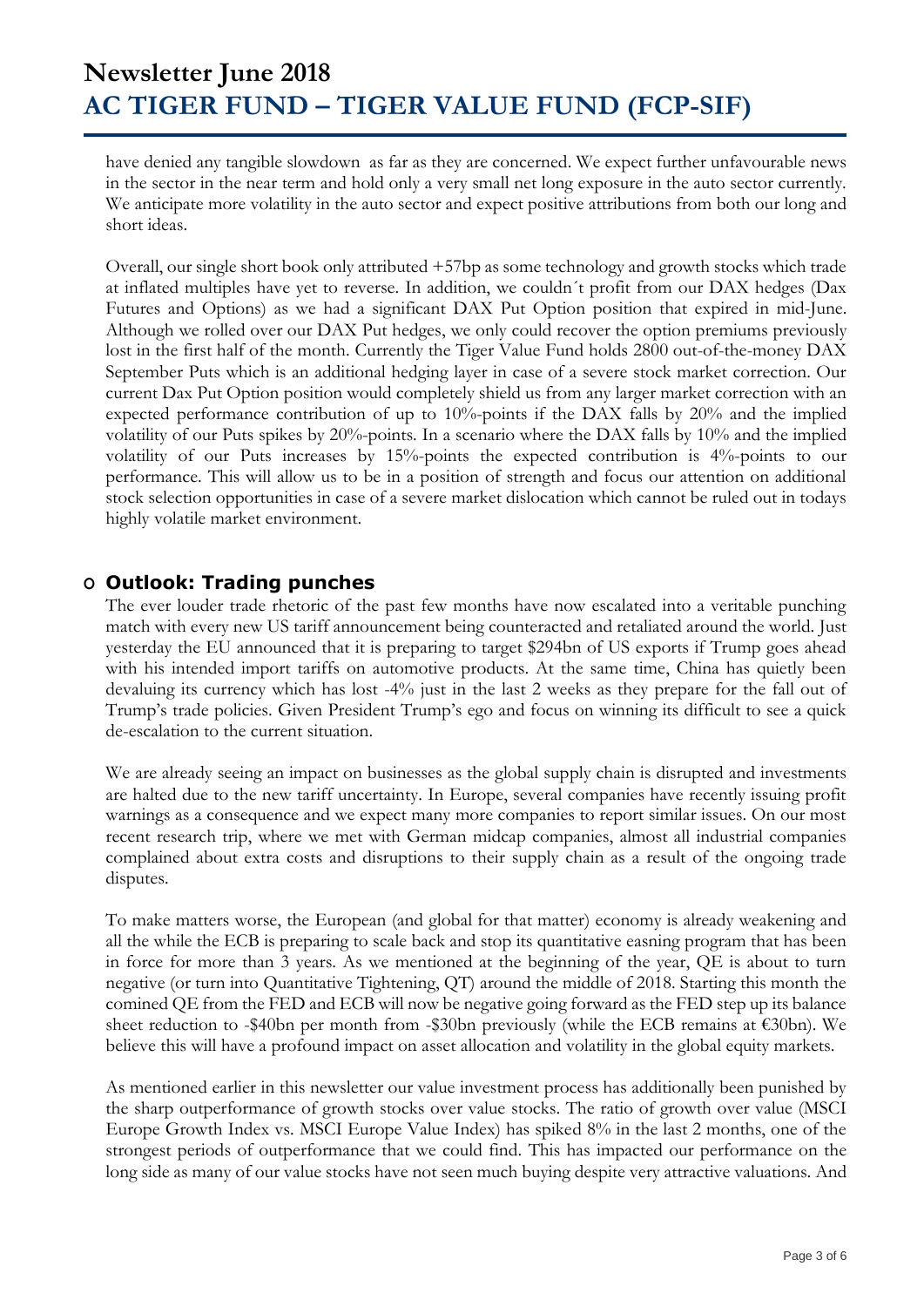have denied any tangible slowdown as far as they are concerned. We expect further unfavourable news in the sector in the near term and hold only a very small net long exposure in the auto sector currently. We anticipate more volatility in the auto sector and expect positive attributions from both our long and short ideas.

Overall, our single short book only attributed +57bp as some technology and growth stocks which trade at inflated multiples have yet to reverse. In addition, we couldn´t profit from our DAX hedges (Dax Futures and Options) as we had a significant DAX Put Option position that expired in mid-June. Although we rolled over our DAX Put hedges, we only could recover the option premiums previously lost in the first half of the month. Currently the Tiger Value Fund holds 2800 out-of-the-money DAX September Puts which is an additional hedging layer in case of a severe stock market correction. Our current Dax Put Option position would completely shield us from any larger market correction with an expected performance contribution of up to 10%-points if the DAX falls by 20% and the implied volatility of our Puts spikes by 20%-points. In a scenario where the DAX falls by 10% and the implied volatility of our Puts increases by 15%-points the expected contribution is 4%-points to our performance. This will allow us to be in a position of strength and focus our attention on additional stock selection opportunities in case of a severe market dislocation which cannot be ruled out in todays highly volatile market environment.

## Outlook: Trading punches

The ever louder trade rhetoric of the past few months have now escalated into a veritable punching match with every new US tariff announcement being counteracted and retaliated around the world. Just yesterday the EU announced that it is preparing to target $294bn of US exports if Trump goes ahead with his intended import tariffs on automotive products. At the same time, China has quietly been devaluing its currency which has lost -4% just in the last 2 weeks as they prepare for the fall out of Trump's trade policies. Given President Trump's ego and focus on winning its difficult to see a quick de-escalation to the current situation.

We are already seeing an impact on businesses as the global supply chain is disrupted and investments are halted due to the new tariff uncertainty. In Europe, several companies have recently issuing profit warnings as a consequence and we expect many more companies to report similar issues. On our most recent research trip, where we met with German midcap companies, almost all industrial companies complained about extra costs and disruptions to their supply chain as a result of the ongoing trade disputes.

To make matters worse, the European (and global for that matter) economy is already weakening and all the while the ECB is preparing to scale back and stop its quantitative easning program that has been in force for more than 3 years. As we mentioned at the beginning of the year, QE is about to turn negative (or turn into Quantitative Tightening, QT) around the middle of 2018. Starting this month the comined QE from the FED and ECB will now be negative going forward as the FED step up its balance sheet reduction to -$40bn per month from -$30bn previously (while the ECB remains at €30bn). We believe this will have a profound impact on asset allocation and volatility in the global equity markets.

As mentioned earlier in this newsletter our value investment process has additionally been punished by the sharp outperformance of growth stocks over value stocks. The ratio of growth over value (MSCI Europe Growth Index vs. MSCI Europe Value Index) has spiked 8% in the last 2 months, one of the strongest periods of outperformance that we could find. This has impacted our performance on the long side as many of our value stocks have not seen much buying despite very attractive valuations. And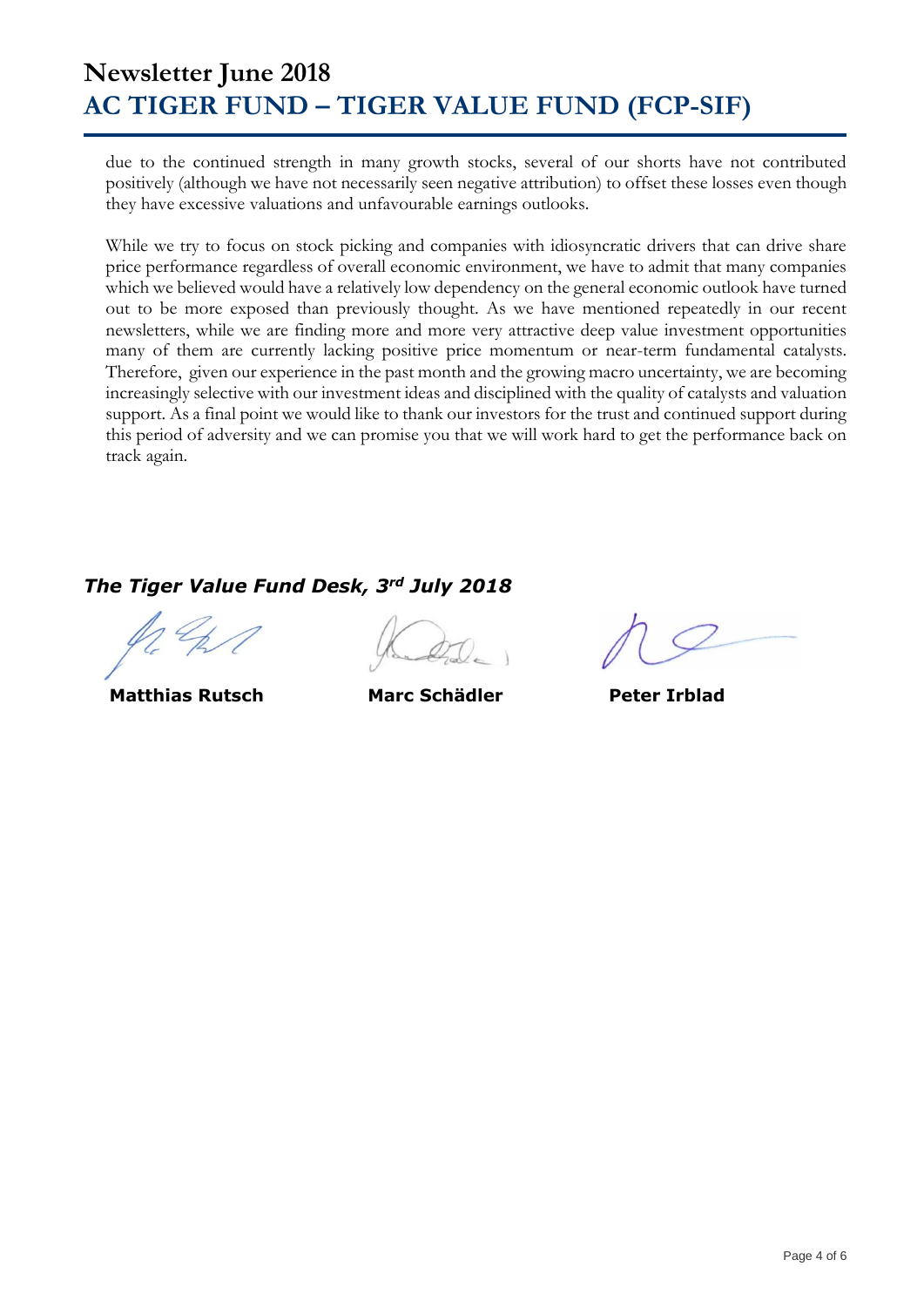due to the continued strength in many growth stocks, several of our shorts have not contributed positively (although we have not necessarily seen negative attribution) to offset these losses even though they have excessive valuations and unfavourable earnings outlooks.

While we try to focus on stock picking and companies with idiosyncratic drivers that can drive share price performance regardless of overall economic environment, we have to admit that many companies which we believed would have a relatively low dependency on the general economic outlook have turned out to be more exposed than previously thought. As we have mentioned repeatedly in our recent newsletters, while we are finding more and more very attractive deep value investment opportunities many of them are currently lacking positive price momentum or near-term fundamental catalysts. Therefore, given our experience in the past month and the growing macro uncertainty, we are becoming increasingly selective with our investment ideas and disciplined with the quality of catalysts and valuation support. As a final point we would like to thank our investors for the trust and continued support during this period of adversity and we can promise you that we will work hard to get the performance back on track again.

***The Tiger Value Fund Desk, 3rd July 2018***

**Matthias Rutsch** **Marc Schädler** **Peter Irblad**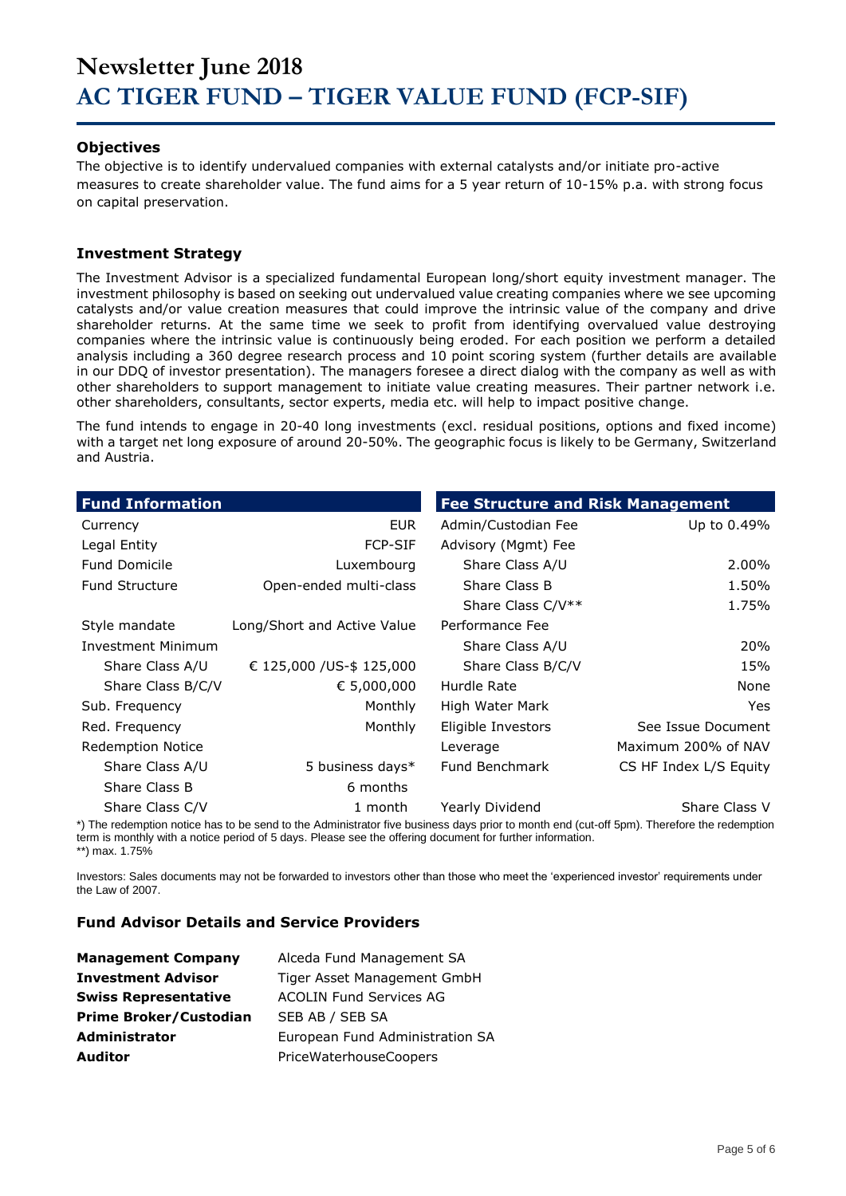# Newsletter June 2018
# AC TIGER FUND – TIGER VALUE FUND (FCP-SIF)

### Objectives

The objective is to identify undervalued companies with external catalysts and/or initiate pro-active measures to create shareholder value. The fund aims for a 5 year return of 10-15% p.a. with strong focus on capital preservation.

### Investment Strategy

The Investment Advisor is a specialized fundamental European long/short equity investment manager. The investment philosophy is based on seeking out undervalued value creating companies where we see upcoming catalysts and/or value creation measures that could improve the intrinsic value of the company and drive shareholder returns. At the same time we seek to profit from identifying overvalued value destroying companies where the intrinsic value is continuously being eroded. For each position we perform a detailed analysis including a 360 degree research process and 10 point scoring system (further details are available in our DDQ of investor presentation). The managers foresee a direct dialog with the company as well as with other shareholders to support management to initiate value creating measures. Their partner network i.e. other shareholders, consultants, sector experts, media etc. will help to impact positive change.

The fund intends to engage in 20-40 long investments (excl. residual positions, options and fixed income) with a target net long exposure of around 20-50%. The geographic focus is likely to be Germany, Switzerland and Austria.

| Fund Information | |
|---|---|
| Currency | EUR |
| Legal Entity | FCP-SIF |
| Fund Domicile | Luxembourg |
| Fund Structure | Open-ended multi-class |
| Style mandate | Long/Short and Active Value |
| Investment Minimum | |
| Share Class A/U | € 125,000 /US-$ 125,000 |
| Share Class B/C/V | € 5,000,000 |
| Sub. Frequency | Monthly |
| Red. Frequency | Monthly |
| Redemption Notice | |
| Share Class A/U | 5 business days* |
| Share Class B | 6 months |
| Share Class C/V | 1 month |

| Fee Structure and Risk Management | |
|---|---|
| Admin/Custodian Fee | Up to 0.49% |
| Advisory (Mgmt) Fee | |
| Share Class A/U | 2.00% |
| Share Class B | 1.50% |
| Share Class C/V** | 1.75% |
| Performance Fee | |
| Share Class A/U | 20% |
| Share Class B/C/V | 15% |
| Hurdle Rate | None |
| High Water Mark | Yes |
| Eligible Investors | See Issue Document |
| Leverage | Maximum 200% of NAV |
| Fund Benchmark | CS HF Index L/S Equity |
| Yearly Dividend | Share Class V |

*) The redemption notice has to be send to the Administrator five business days prior to month end (cut-off 5pm). Therefore the redemption term is monthly with a notice period of 5 days. Please see the offering document for further information.
**) max. 1.75%

Investors: Sales documents may not be forwarded to investors other than those who meet the 'experienced investor' requirements under the Law of 2007.

### Fund Advisor Details and Service Providers

| | |
|---|---|
| **Management Company** | Alceda Fund Management SA |
| **Investment Advisor** | Tiger Asset Management GmbH |
| **Swiss Representative** | ACOLIN Fund Services AG |
| **Prime Broker/Custodian** | SEB AB / SEB SA |
| **Administrator** | European Fund Administration SA |
| **Auditor** | PriceWaterhouseCoopers |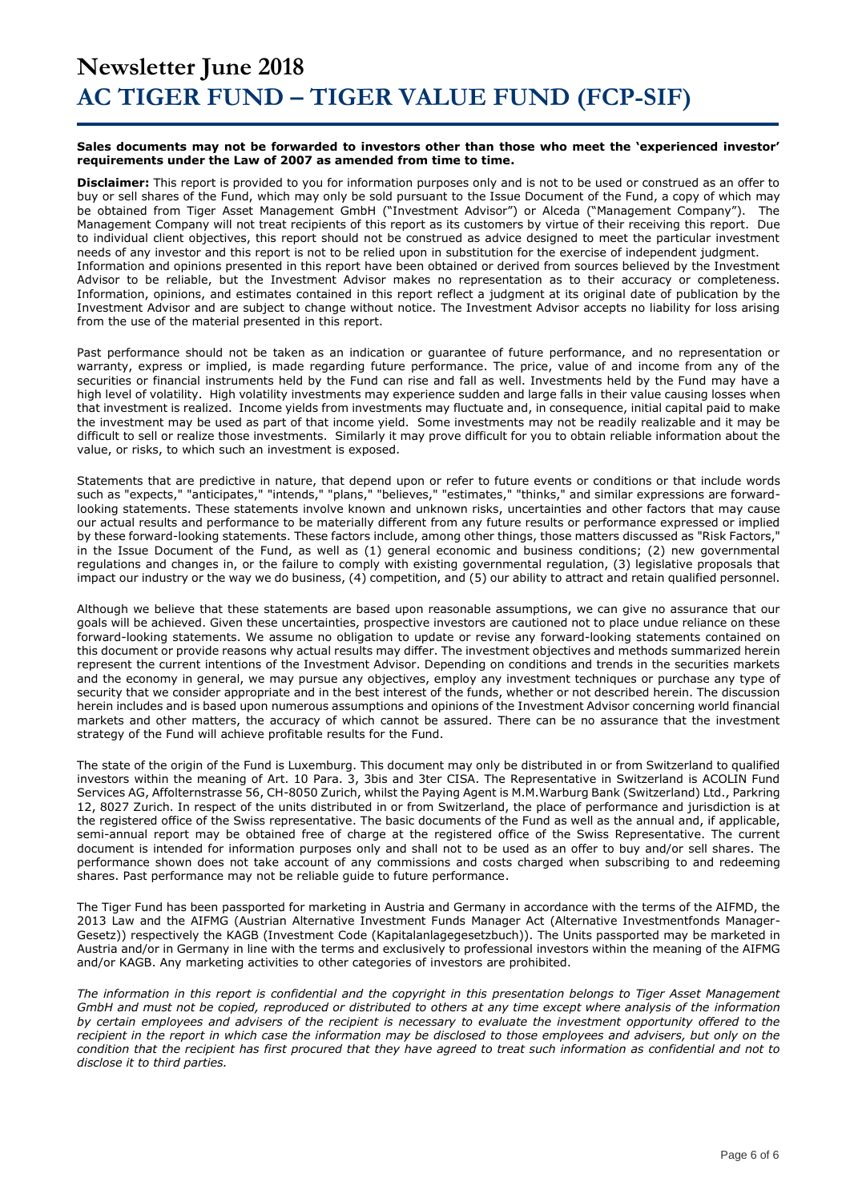# Newsletter June 2018
# AC TIGER FUND – TIGER VALUE FUND (FCP-SIF)

**Sales documents may not be forwarded to investors other than those who meet the 'experienced investor' requirements under the Law of 2007 as amended from time to time.**

**Disclaimer:** This report is provided to you for information purposes only and is not to be used or construed as an offer to buy or sell shares of the Fund, which may only be sold pursuant to the Issue Document of the Fund, a copy of which may be obtained from Tiger Asset Management GmbH ("Investment Advisor") or Alceda ("Management Company"). The Management Company will not treat recipients of this report as its customers by virtue of their receiving this report. Due to individual client objectives, this report should not be construed as advice designed to meet the particular investment needs of any investor and this report is not to be relied upon in substitution for the exercise of independent judgment. Information and opinions presented in this report have been obtained or derived from sources believed by the Investment Advisor to be reliable, but the Investment Advisor makes no representation as to their accuracy or completeness. Information, opinions, and estimates contained in this report reflect a judgment at its original date of publication by the Investment Advisor and are subject to change without notice. The Investment Advisor accepts no liability for loss arising from the use of the material presented in this report.

Past performance should not be taken as an indication or guarantee of future performance, and no representation or warranty, express or implied, is made regarding future performance. The price, value of and income from any of the securities or financial instruments held by the Fund can rise and fall as well. Investments held by the Fund may have a high level of volatility. High volatility investments may experience sudden and large falls in their value causing losses when that investment is realized. Income yields from investments may fluctuate and, in consequence, initial capital paid to make the investment may be used as part of that income yield. Some investments may not be readily realizable and it may be difficult to sell or realize those investments. Similarly it may prove difficult for you to obtain reliable information about the value, or risks, to which such an investment is exposed.

Statements that are predictive in nature, that depend upon or refer to future events or conditions or that include words such as "expects," "anticipates," "intends," "plans," "believes," "estimates," "thinks," and similar expressions are forward-looking statements. These statements involve known and unknown risks, uncertainties and other factors that may cause our actual results and performance to be materially different from any future results or performance expressed or implied by these forward-looking statements. These factors include, among other things, those matters discussed as "Risk Factors," in the Issue Document of the Fund, as well as (1) general economic and business conditions; (2) new governmental regulations and changes in, or the failure to comply with existing governmental regulation, (3) legislative proposals that impact our industry or the way we do business, (4) competition, and (5) our ability to attract and retain qualified personnel.

Although we believe that these statements are based upon reasonable assumptions, we can give no assurance that our goals will be achieved. Given these uncertainties, prospective investors are cautioned not to place undue reliance on these forward-looking statements. We assume no obligation to update or revise any forward-looking statements contained on this document or provide reasons why actual results may differ. The investment objectives and methods summarized herein represent the current intentions of the Investment Advisor. Depending on conditions and trends in the securities markets and the economy in general, we may pursue any objectives, employ any investment techniques or purchase any type of security that we consider appropriate and in the best interest of the funds, whether or not described herein. The discussion herein includes and is based upon numerous assumptions and opinions of the Investment Advisor concerning world financial markets and other matters, the accuracy of which cannot be assured. There can be no assurance that the investment strategy of the Fund will achieve profitable results for the Fund.

The state of the origin of the Fund is Luxemburg. This document may only be distributed in or from Switzerland to qualified investors within the meaning of Art. 10 Para. 3, 3bis and 3ter CISA. The Representative in Switzerland is ACOLIN Fund Services AG, Affolternstrasse 56, CH-8050 Zurich, whilst the Paying Agent is M.M.Warburg Bank (Switzerland) Ltd., Parkring 12, 8027 Zurich. In respect of the units distributed in or from Switzerland, the place of performance and jurisdiction is at the registered office of the Swiss representative. The basic documents of the Fund as well as the annual and, if applicable, semi-annual report may be obtained free of charge at the registered office of the Swiss Representative. The current document is intended for information purposes only and shall not to be used as an offer to buy and/or sell shares. The performance shown does not take account of any commissions and costs charged when subscribing to and redeeming shares. Past performance may not be reliable guide to future performance.

The Tiger Fund has been passported for marketing in Austria and Germany in accordance with the terms of the AIFMD, the 2013 Law and the AIFMG (Austrian Alternative Investment Funds Manager Act (Alternative Investmentfonds Manager-Gesetz)) respectively the KAGB (Investment Code (Kapitalanlagegesetzbuch)). The Units passported may be marketed in Austria and/or in Germany in line with the terms and exclusively to professional investors within the meaning of the AIFMG and/or KAGB. Any marketing activities to other categories of investors are prohibited.

*The information in this report is confidential and the copyright in this presentation belongs to Tiger Asset Management GmbH and must not be copied, reproduced or distributed to others at any time except where analysis of the information by certain employees and advisers of the recipient is necessary to evaluate the investment opportunity offered to the recipient in the report in which case the information may be disclosed to those employees and advisers, but only on the condition that the recipient has first procured that they have agreed to treat such information as confidential and not to disclose it to third parties.*